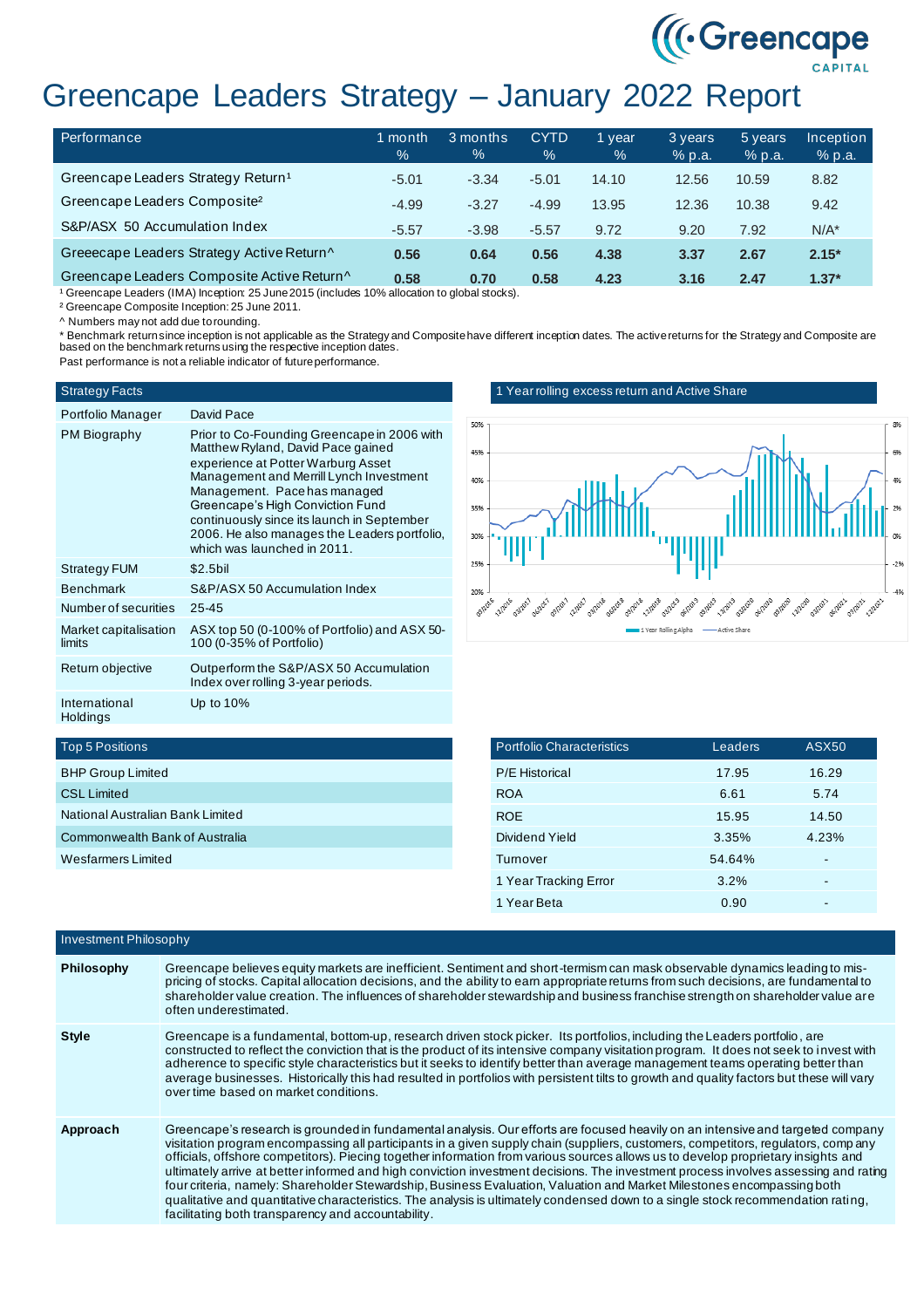# Greencape Leaders Strategy – January 2022 Report

| Performance | 1 month % | 3 months % | CYTD % | 1 year % | 3 years % p.a. | 5 years % p.a. | Inception % p.a. |
|---|---|---|---|---|---|---|---|
| Greencape Leaders Strategy Return[1] | -5.01 | -3.34 | -5.01 | 14.10 | 12.56 | 10.59 | 8.82 |
| Greencape Leaders Composite[2] | -4.99 | -3.27 | -4.99 | 13.95 | 12.36 | 10.38 | 9.42 |
| S&P/ASX 50 Accumulation Index | -5.57 | -3.98 | -5.57 | 9.72 | 9.20 | 7.92 | N/A* |
| Greeecape Leaders Strategy Active Return^ | **0.56** | **0.64** | **0.56** | **4.38** | **3.37** | **2.67** | **2.15*** |
| Greencape Leaders Composite Active Return^ | **0.58** | **0.70** | **0.58** | **4.23** | **3.16** | **2.47** | **1.37*** |

[1] Greencape Leaders (IMA) Inception: 25 June 2015 (includes 10% allocation to global stocks).

[2] Greencape Composite Inception: 25 June 2011.

^ Numbers may not add due to rounding.

* Benchmark return since inception is not applicable as the Strategy and Composite have different inception dates. The active returns for the Strategy and Composite are based on the benchmark returns using the respective inception dates.

Past performance is not a reliable indicator of future performance.

| Strategy Facts | |
|---|---|
| Portfolio Manager | David Pace |
| PM Biography | Prior to Co-Founding Greencape in 2006 with Matthew Ryland, David Pace gained experience at Potter Warburg Asset Management and Merrill Lynch Investment Management. Pace has managed Greencape's High Conviction Fund continuously since its launch in September 2006. He also manages the Leaders portfolio, which was launched in 2011. |
| Strategy FUM | $2.5bil |
| Benchmark | S&P/ASX 50 Accumulation Index |
| Number of securities | 25-45 |
| Market capitalisation limits | ASX top 50 (0-100% of Portfolio) and ASX 50-100 (0-35% of Portfolio) |
| Return objective | Outperform the S&P/ASX 50 Accumulation Index over rolling 3-year periods. |
| International Holdings | Up to 10% |

## 1 Year rolling excess return and Active Share

| Top 5 Positions |
|---|
| BHP Group Limited |
| CSL Limited |
| National Australian Bank Limited |
| Commonwealth Bank of Australia |
| Wesfarmers Limited |

| Portfolio Characteristics | Leaders | ASX50 |
|---|---|---|
| P/E Historical | 17.95 | 16.29 |
| ROA | 6.61 | 5.74 |
| ROE | 15.95 | 14.50 |
| Dividend Yield | 3.35% | 4.23% |
| Turnover | 54.64% | - |
| 1 Year Tracking Error | 3.2% | - |
| 1 Year Beta | 0.90 | - |

## Investment Philosophy

**Philosophy**

Greencape believes equity markets are inefficient. Sentiment and short-termism can mask observable dynamics leading to mis-pricing of stocks. Capital allocation decisions, and the ability to earn appropriate returns from such decisions, are fundamental to shareholder value creation. The influences of shareholder stewardship and business franchise strength on shareholder value are often underestimated.

**Style**

Greencape is a fundamental, bottom-up, research driven stock picker. Its portfolios, including the Leaders portfolio, are constructed to reflect the conviction that is the product of its intensive company visitation program. It does not seek to invest with adherence to specific style characteristics but it seeks to identify better than average management teams operating better than average businesses. Historically this had resulted in portfolios with persistent tilts to growth and quality factors but these will vary over time based on market conditions.

**Approach**

Greencape's research is grounded in fundamental analysis. Our efforts are focused heavily on an intensive and targeted company visitation program encompassing all participants in a given supply chain (suppliers, customers, competitors, regulators, company officials, offshore competitors). Piecing together information from various sources allows us to develop proprietary insights and ultimately arrive at better informed and high conviction investment decisions. The investment process involves assessing and rating four criteria, namely: Shareholder Stewardship, Business Evaluation, Valuation and Market Milestones encompassing both qualitative and quantitative characteristics. The analysis is ultimately condensed down to a single stock recommendation rating, facilitating both transparency and accountability.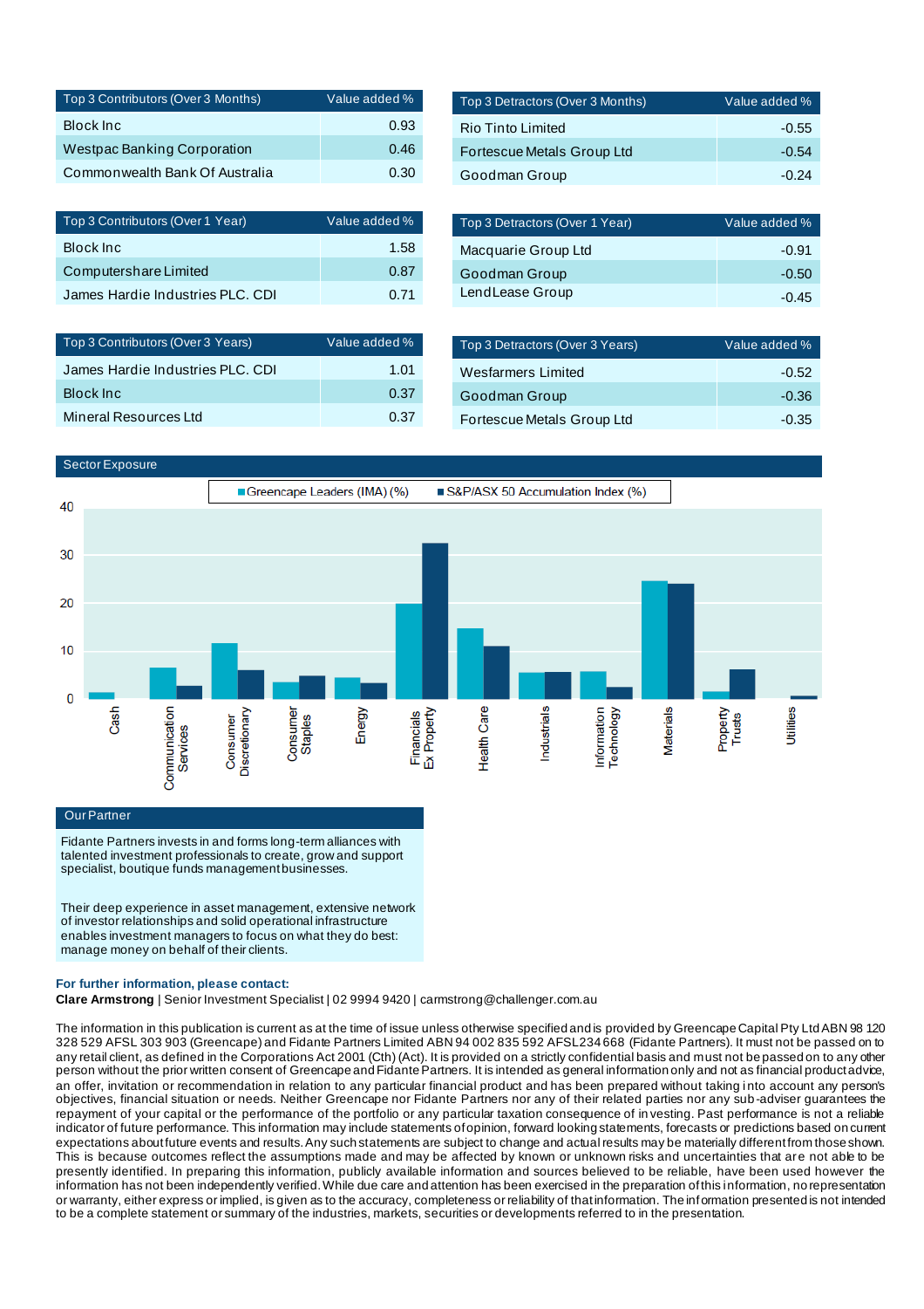| Top 3 Contributors (Over 3 Months) | Value added % |
|---|---|
| Block Inc | 0.93 |
| Westpac Banking Corporation | 0.46 |
| Commonwealth Bank Of Australia | 0.30 |

| Top 3 Detractors (Over 3 Months) | Value added % |
|---|---|
| Rio Tinto Limited | -0.55 |
| Fortescue Metals Group Ltd | -0.54 |
| Goodman Group | -0.24 |

| Top 3 Contributors (Over 1 Year) | Value added % |
|---|---|
| Block Inc | 1.58 |
| Computershare Limited | 0.87 |
| James Hardie Industries PLC. CDI | 0.71 |

| Top 3 Detractors (Over 1 Year) | Value added % |
|---|---|
| Macquarie Group Ltd | -0.91 |
| Goodman Group | -0.50 |
| LendLease Group | -0.45 |

| Top 3 Contributors (Over 3 Years) | Value added % |
|---|---|
| James Hardie Industries PLC. CDI | 1.01 |
| Block Inc | 0.37 |
| Mineral Resources Ltd | 0.37 |

| Top 3 Detractors (Over 3 Years) | Value added % |
|---|---|
| Wesfarmers Limited | -0.52 |
| Goodman Group | -0.36 |
| Fortescue Metals Group Ltd | -0.35 |

## Sector Exposure

Greencape Leaders (IMA) (%)
S&P/ASX 50 Accumulation Index (%)

40
30
20
10
0

Cash
Communication Services
Consumer Discretionary
Consumer Staples
Energy
Financials Ex Property
Health Care
Industrials
Information Technology
Materials
Property Trusts
Utilities

## Our Partner

Fidante Partners invests in and forms long-term alliances with talented investment professionals to create, grow and support specialist, boutique funds management businesses.

Their deep experience in asset management, extensive network of investor relationships and solid operational infrastructure enables investment managers to focus on what they do best: manage money on behalf of their clients.

**For further information, please contact:**
**Clare Armstrong** | Senior Investment Specialist | 02 9994 9420 | carmstrong@challenger.com.au

The information in this publication is current as at the time of issue unless otherwise specified and is provided by Greencape Capital Pty Ltd ABN 98 120 328 529 AFSL 303 903 (Greencape) and Fidante Partners Limited ABN 94 002 835 592 AFSL234 668 (Fidante Partners). It must not be passed on to any retail client, as defined in the Corporations Act 2001 (Cth) (Act). It is provided on a strictly confidential basis and must not be passed on to any other person without the prior written consent of Greencape and Fidante Partners. It is intended as general information only and not as financial product advice, an offer, invitation or recommendation in relation to any particular financial product and has been prepared without taking into account any person's objectives, financial situation or needs. Neither Greencape nor Fidante Partners nor any of their related parties nor any sub-adviser guarantees the repayment of your capital or the performance of the portfolio or any particular taxation consequence of investing. Past performance is not a reliable indicator of future performance. This information may include statements of opinion, forward looking statements, forecasts or predictions based on current expectations about future events and results. Any such statements are subject to change and actual results may be materially different from those shown. This is because outcomes reflect the assumptions made and may be affected by known or unknown risks and uncertainties that are not able to be presently identified. In preparing this information, publicly available information and sources believed to be reliable, have been used however the information has not been independently verified. While due care and attention has been exercised in the preparation of this information, no representation or warranty, either express or implied, is given as to the accuracy, completeness or reliability of that information. The information presented is not intended to be a complete statement or summary of the industries, markets, securities or developments referred to in the presentation.